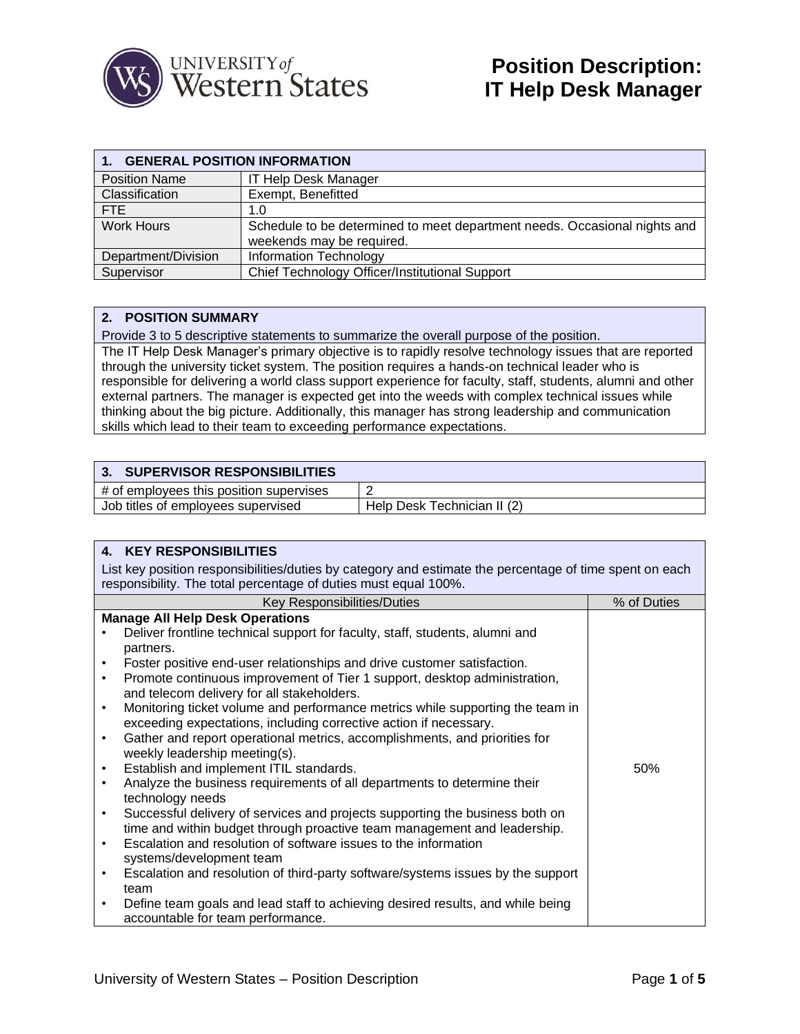# Position Description: IT Help Desk Manager

| 1. GENERAL POSITION INFORMATION | |
|---|---|
| Position Name | IT Help Desk Manager |
| Classification | Exempt, Benefitted |
| FTE | 1.0 |
| Work Hours | Schedule to be determined to meet department needs. Occasional nights and weekends may be required. |
| Department/Division | Information Technology |
| Supervisor | Chief Technology Officer/Institutional Support |

## 2. POSITION SUMMARY

Provide 3 to 5 descriptive statements to summarize the overall purpose of the position.

The IT Help Desk Manager's primary objective is to rapidly resolve technology issues that are reported through the university ticket system. The position requires a hands-on technical leader who is responsible for delivering a world class support experience for faculty, staff, students, alumni and other external partners. The manager is expected get into the weeds with complex technical issues while thinking about the big picture. Additionally, this manager has strong leadership and communication skills which lead to their team to exceeding performance expectations.

| 3. SUPERVISOR RESPONSIBILITIES | |
|---|---|
| # of employees this position supervises | 2 |
| Job titles of employees supervised | Help Desk Technician II (2) |

## 4. KEY RESPONSIBILITIES

List key position responsibilities/duties by category and estimate the percentage of time spent on each responsibility. The total percentage of duties must equal 100%.

| Key Responsibilities/Duties | % of Duties |
|---|---|
| **Manage All Help Desk Operations**<br>• Deliver frontline technical support for faculty, staff, students, alumni and partners.<br>• Foster positive end-user relationships and drive customer satisfaction.<br>• Promote continuous improvement of Tier 1 support, desktop administration, and telecom delivery for all stakeholders.<br>• Monitoring ticket volume and performance metrics while supporting the team in exceeding expectations, including corrective action if necessary.<br>• Gather and report operational metrics, accomplishments, and priorities for weekly leadership meeting(s).<br>• Establish and implement ITIL standards.<br>• Analyze the business requirements of all departments to determine their technology needs<br>• Successful delivery of services and projects supporting the business both on time and within budget through proactive team management and leadership.<br>• Escalation and resolution of software issues to the information systems/development team<br>• Escalation and resolution of third-party software/systems issues by the support team<br>• Define team goals and lead staff to achieving desired results, and while being accountable for team performance. | 50% |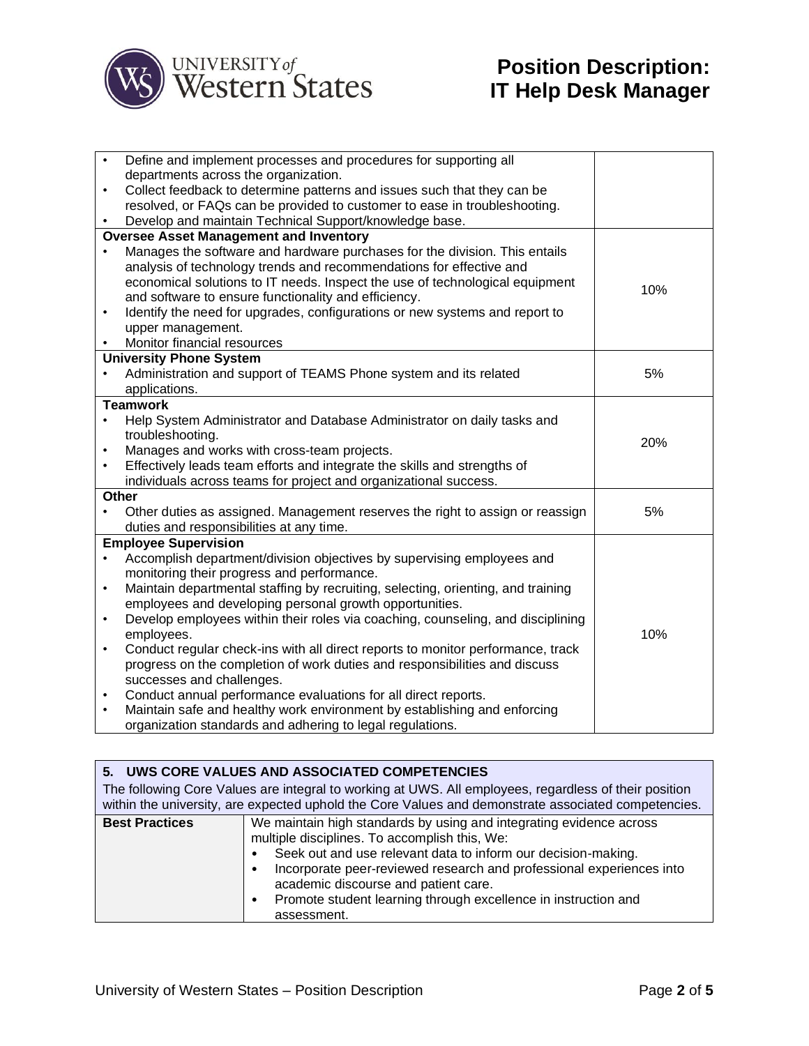| | |
|---|---|
| • Define and implement processes and procedures for supporting all departments across the organization.<br>• Collect feedback to determine patterns and issues such that they can be resolved, or FAQs can be provided to customer to ease in troubleshooting.<br>• Develop and maintain Technical Support/knowledge base. | |
| **Oversee Asset Management and Inventory**<br>• Manages the software and hardware purchases for the division. This entails analysis of technology trends and recommendations for effective and economical solutions to IT needs. Inspect the use of technological equipment and software to ensure functionality and efficiency.<br>• Identify the need for upgrades, configurations or new systems and report to upper management.<br>• Monitor financial resources | 10% |
| **University Phone System**<br>• Administration and support of TEAMS Phone system and its related applications. | 5% |
| **Teamwork**<br>• Help System Administrator and Database Administrator on daily tasks and troubleshooting.<br>• Manages and works with cross-team projects.<br>• Effectively leads team efforts and integrate the skills and strengths of individuals across teams for project and organizational success. | 20% |
| **Other**<br>• Other duties as assigned. Management reserves the right to assign or reassign duties and responsibilities at any time. | 5% |
| **Employee Supervision**<br>• Accomplish department/division objectives by supervising employees and monitoring their progress and performance.<br>• Maintain departmental staffing by recruiting, selecting, orienting, and training employees and developing personal growth opportunities.<br>• Develop employees within their roles via coaching, counseling, and disciplining employees.<br>• Conduct regular check-ins with all direct reports to monitor performance, track progress on the completion of work duties and responsibilities and discuss successes and challenges.<br>• Conduct annual performance evaluations for all direct reports.<br>• Maintain safe and healthy work environment by establishing and enforcing organization standards and adhering to legal regulations. | 10% |

| **5. UWS CORE VALUES AND ASSOCIATED COMPETENCIES**<br>The following Core Values are integral to working at UWS. All employees, regardless of their position within the university, are expected uphold the Core Values and demonstrate associated competencies. | |
|---|---|
| **Best Practices** | We maintain high standards by using and integrating evidence across multiple disciplines. To accomplish this, We:<br>• Seek out and use relevant data to inform our decision-making.<br>• Incorporate peer-reviewed research and professional experiences into academic discourse and patient care.<br>• Promote student learning through excellence in instruction and assessment. |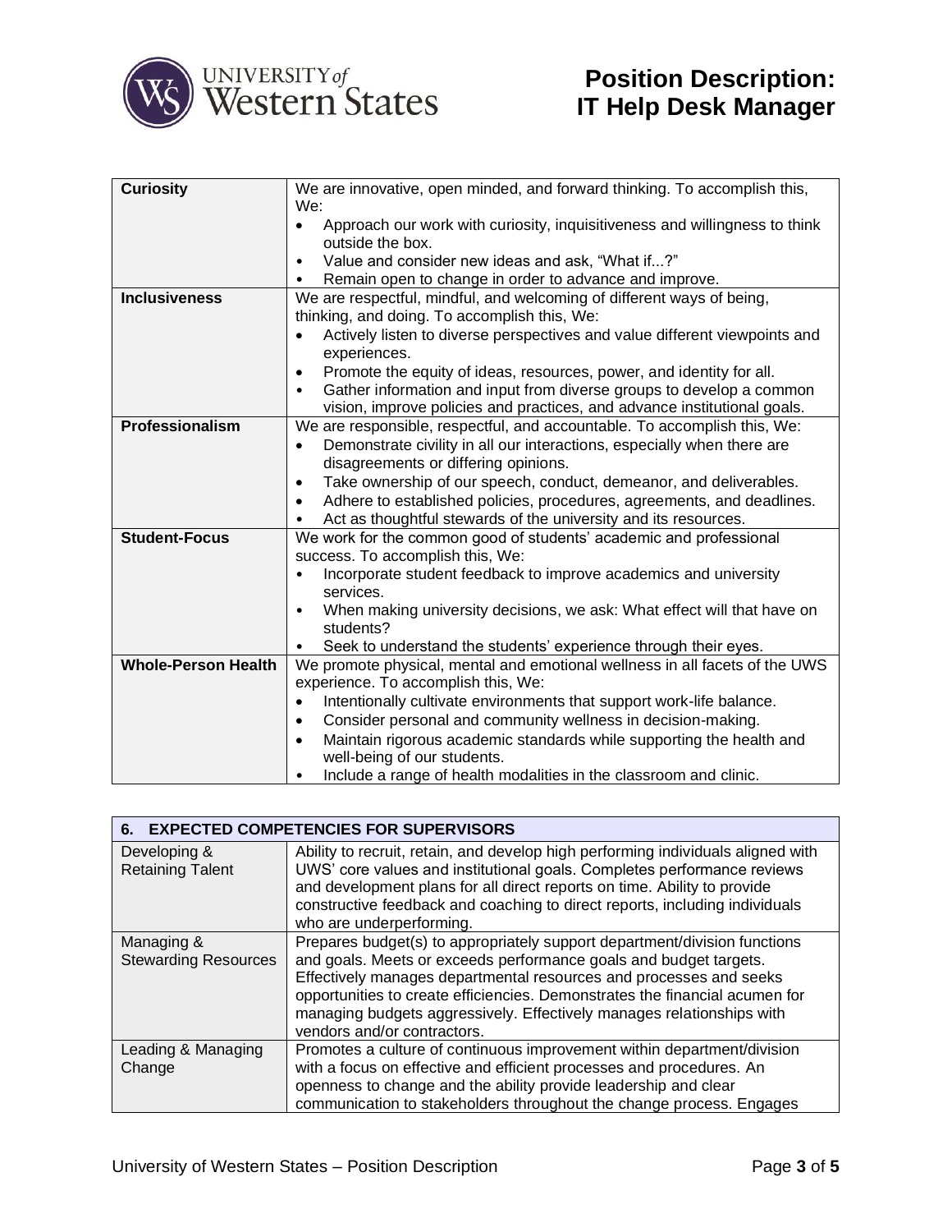| | |
|---|---|
| **Curiosity** | We are innovative, open minded, and forward thinking. To accomplish this, We:<br>• Approach our work with curiosity, inquisitiveness and willingness to think outside the box.<br>• Value and consider new ideas and ask, "What if...?"<br>• Remain open to change in order to advance and improve. |
| **Inclusiveness** | We are respectful, mindful, and welcoming of different ways of being, thinking, and doing. To accomplish this, We:<br>• Actively listen to diverse perspectives and value different viewpoints and experiences.<br>• Promote the equity of ideas, resources, power, and identity for all.<br>• Gather information and input from diverse groups to develop a common vision, improve policies and practices, and advance institutional goals. |
| **Professionalism** | We are responsible, respectful, and accountable. To accomplish this, We:<br>• Demonstrate civility in all our interactions, especially when there are disagreements or differing opinions.<br>• Take ownership of our speech, conduct, demeanor, and deliverables.<br>• Adhere to established policies, procedures, agreements, and deadlines.<br>• Act as thoughtful stewards of the university and its resources. |
| **Student-Focus** | We work for the common good of students' academic and professional success. To accomplish this, We:<br>• Incorporate student feedback to improve academics and university services.<br>• When making university decisions, we ask: What effect will that have on students?<br>• Seek to understand the students' experience through their eyes. |
| **Whole-Person Health** | We promote physical, mental and emotional wellness in all facets of the UWS experience. To accomplish this, We:<br>• Intentionally cultivate environments that support work-life balance.<br>• Consider personal and community wellness in decision-making.<br>• Maintain rigorous academic standards while supporting the health and well-being of our students.<br>• Include a range of health modalities in the classroom and clinic. |

| **6. EXPECTED COMPETENCIES FOR SUPERVISORS** | |
|---|---|
| Developing & Retaining Talent | Ability to recruit, retain, and develop high performing individuals aligned with UWS' core values and institutional goals. Completes performance reviews and development plans for all direct reports on time. Ability to provide constructive feedback and coaching to direct reports, including individuals who are underperforming. |
| Managing & Stewarding Resources | Prepares budget(s) to appropriately support department/division functions and goals. Meets or exceeds performance goals and budget targets. Effectively manages departmental resources and processes and seeks opportunities to create efficiencies. Demonstrates the financial acumen for managing budgets aggressively. Effectively manages relationships with vendors and/or contractors. |
| Leading & Managing Change | Promotes a culture of continuous improvement within department/division with a focus on effective and efficient processes and procedures. An openness to change and the ability provide leadership and clear communication to stakeholders throughout the change process. Engages |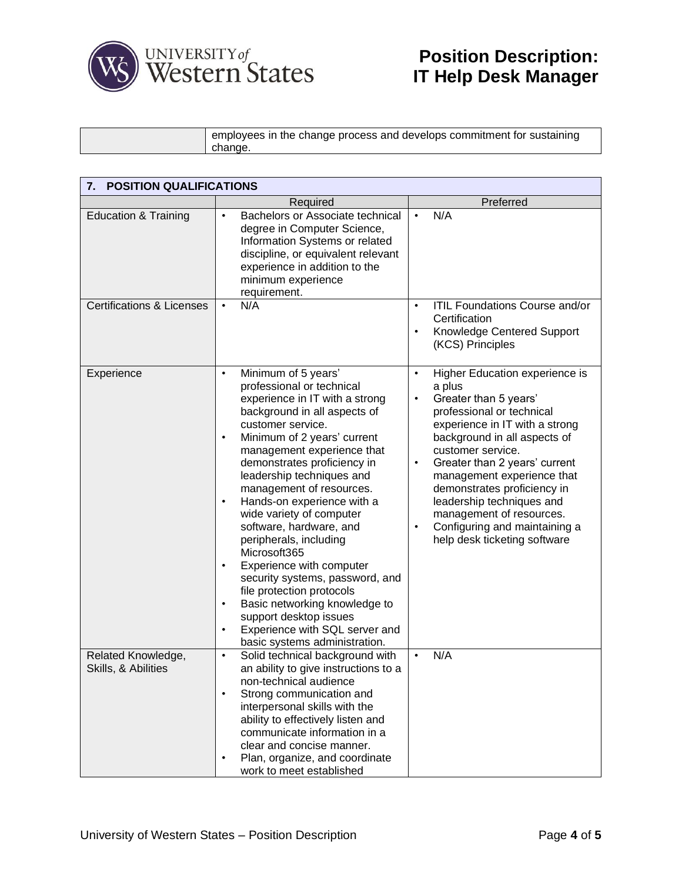| | |
|---|---|
| | employees in the change process and develops commitment for sustaining change. |

| 7. POSITION QUALIFICATIONS | | |
|---|---|---|
| | Required | Preferred |
| Education & Training | • Bachelors or Associate technical degree in Computer Science, Information Systems or related discipline, or equivalent relevant experience in addition to the minimum experience requirement. | • N/A |
| Certifications & Licenses | • N/A | • ITIL Foundations Course and/or Certification<br>• Knowledge Centered Support (KCS) Principles |
| Experience | • Minimum of 5 years' professional or technical experience in IT with a strong background in all aspects of customer service.<br>• Minimum of 2 years' current management experience that demonstrates proficiency in leadership techniques and management of resources.<br>• Hands-on experience with a wide variety of computer software, hardware, and peripherals, including Microsoft365<br>• Experience with computer security systems, password, and file protection protocols<br>• Basic networking knowledge to support desktop issues<br>• Experience with SQL server and basic systems administration. | • Higher Education experience is a plus<br>• Greater than 5 years' professional or technical experience in IT with a strong background in all aspects of customer service.<br>• Greater than 2 years' current management experience that demonstrates proficiency in leadership techniques and management of resources.<br>• Configuring and maintaining a help desk ticketing software |
| Related Knowledge, Skills, & Abilities | • Solid technical background with an ability to give instructions to a non-technical audience<br>• Strong communication and interpersonal skills with the ability to effectively listen and communicate information in a clear and concise manner.<br>• Plan, organize, and coordinate work to meet established | • N/A |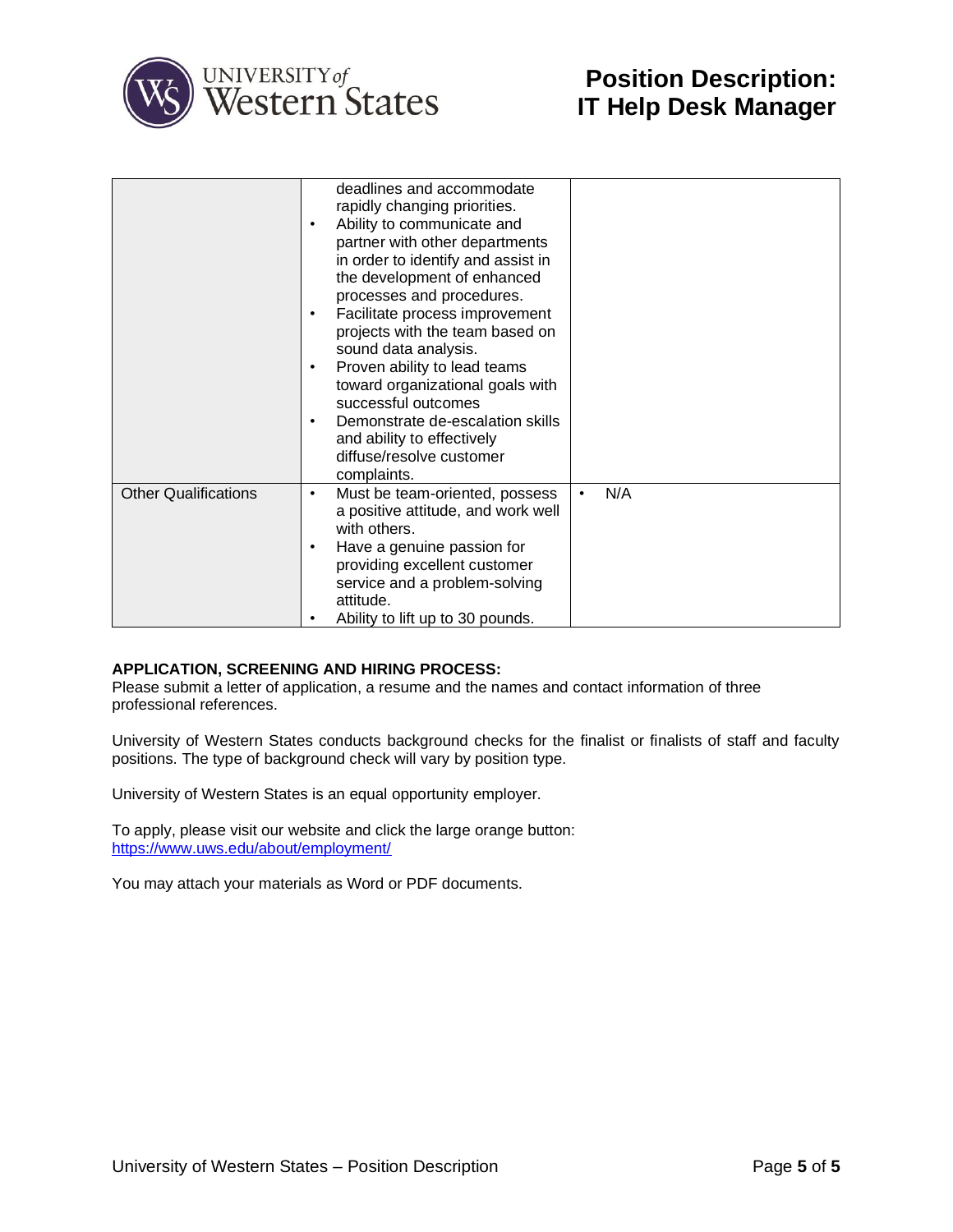| | | |
|---|---|---|
| | deadlines and accommodate rapidly changing priorities.<br>• Ability to communicate and partner with other departments in order to identify and assist in the development of enhanced processes and procedures.<br>• Facilitate process improvement projects with the team based on sound data analysis.<br>• Proven ability to lead teams toward organizational goals with successful outcomes<br>• Demonstrate de-escalation skills and ability to effectively diffuse/resolve customer complaints. | |
| Other Qualifications | • Must be team-oriented, possess a positive attitude, and work well with others.<br>• Have a genuine passion for providing excellent customer service and a problem-solving attitude.<br>• Ability to lift up to 30 pounds. | • N/A |

**APPLICATION, SCREENING AND HIRING PROCESS:**
Please submit a letter of application, a resume and the names and contact information of three professional references.

University of Western States conducts background checks for the finalist or finalists of staff and faculty positions. The type of background check will vary by position type.

University of Western States is an equal opportunity employer.

To apply, please visit our website and click the large orange button:
https://www.uws.edu/about/employment/

You may attach your materials as Word or PDF documents.